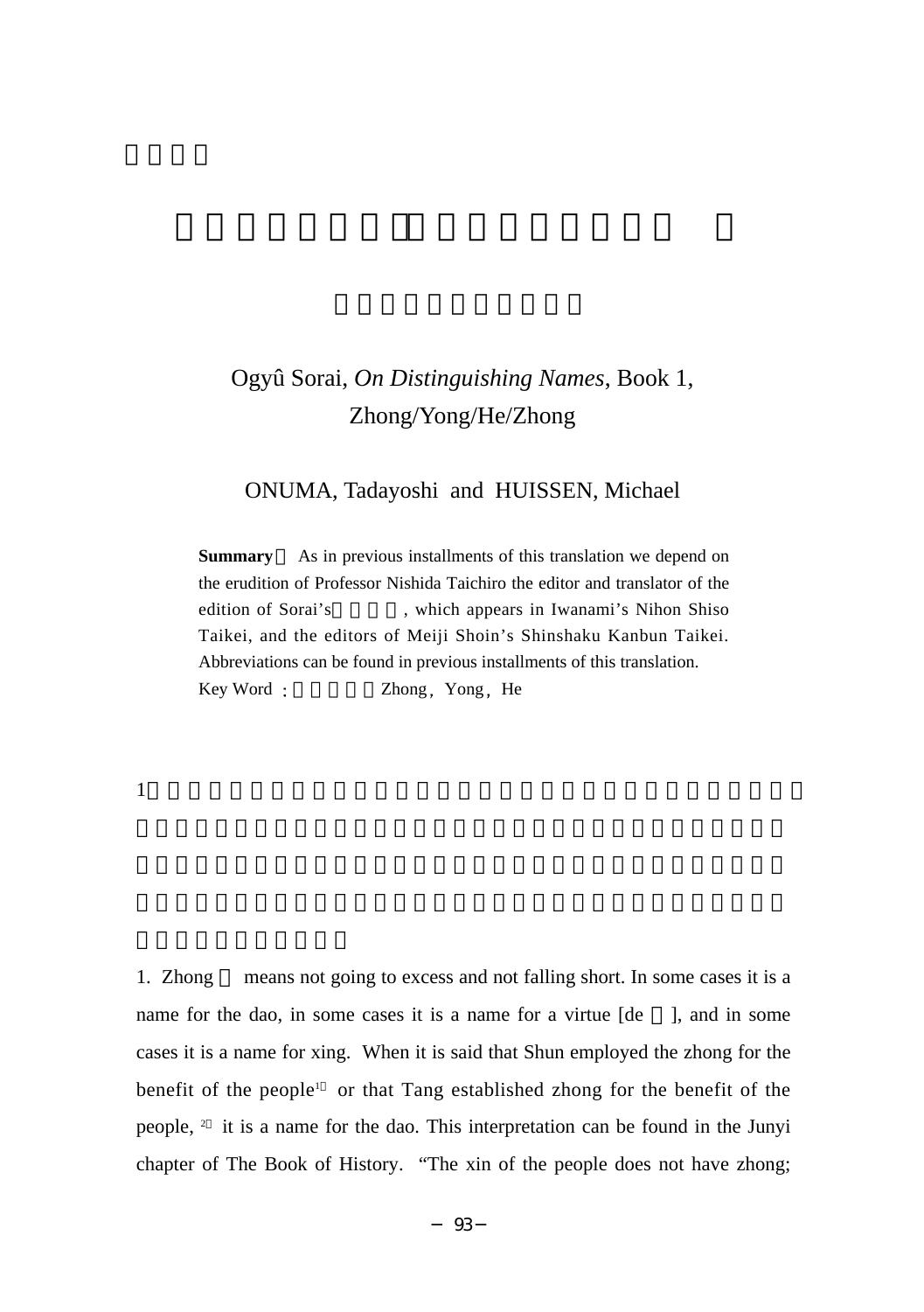# Ogyû Sorai, *On Distinguishing Names*, Book 1, Zhong/Yong/He/Zhong

ONUMA, Tadayoshi and HUISSEN, Michael

**Summary** As in previous installments of this translation we depend on the erudition of Professor Nishida Taichiro the editor and translator of the edition of Sorai's , which appears in Iwanami's Nihon Shiso Taikei, and the editors of Meiji Shoin's Shinshaku Kanbun Taikei. Abbreviations can be found in previous installments of this translation.

Key Word : Zhong, Yong, He

1.

1. Zhong means not going to excess and not falling short. In some cases it is a name for the dao, in some cases it is a name for a virtue [de ], and in some cases it is a name for xing. When it is said that Shun employed the zhong for the benefit of the people[1] or that Tang established zhong for the benefit of the people, [2] it is a name for the dao. This interpretation can be found in the Junyi chapter of The Book of History. "The xin of the people does not have zhong;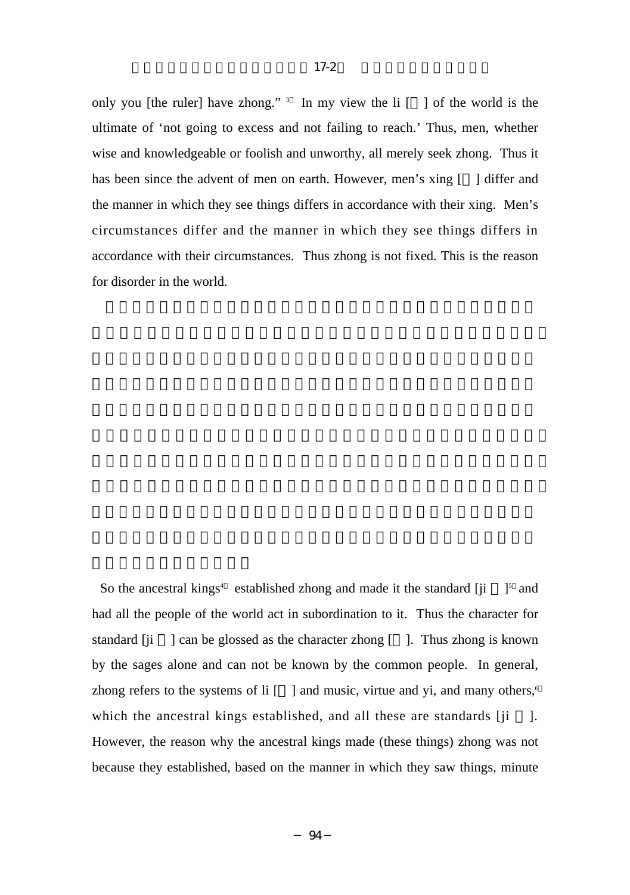only you [the ruler] have zhong.”[3] In my view the li [ ] of the world is the ultimate of ‘not going to excess and not failing to reach.’ Thus, men, whether wise and knowledgeable or foolish and unworthy, all merely seek zhong. Thus it has been since the advent of men on earth. However, men’s xing [ ] differ and the manner in which they see things differs in accordance with their xing. Men’s circumstances differ and the manner in which they see things differs in accordance with their circumstances. Thus zhong is not fixed. This is the reason for disorder in the world.

So the ancestral kings[4] established zhong and made it the standard [ji ][5] and had all the people of the world act in subordination to it. Thus the character for standard [ji ] can be glossed as the character zhong [ ]. Thus zhong is known by the sages alone and can not be known by the common people. In general, zhong refers to the systems of li [ ] and music, virtue and yi, and many others,[6] which the ancestral kings established, and all these are standards [ji ]. However, the reason why the ancestral kings made (these things) zhong was not because they established, based on the manner in which they saw things, minute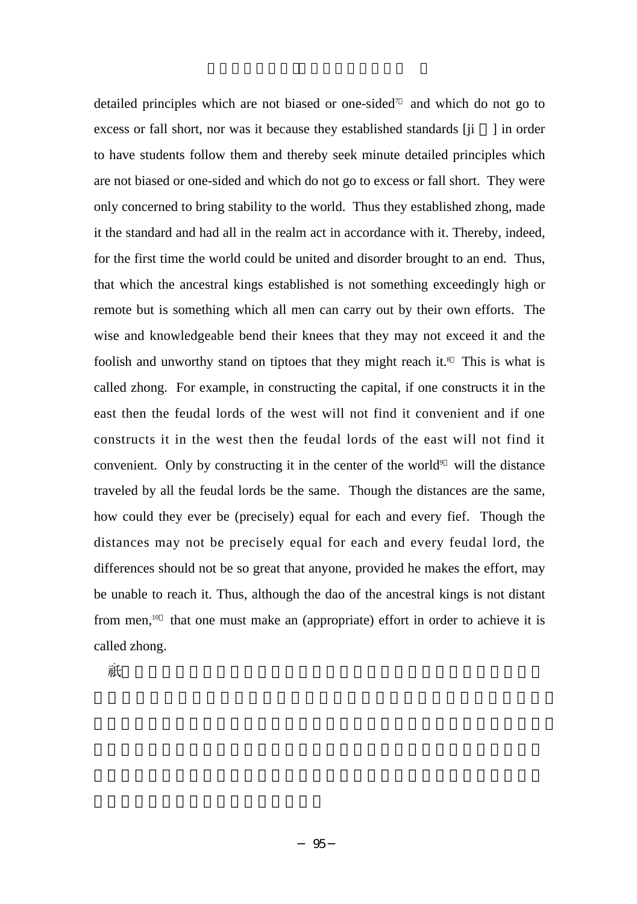detailed principles which are not biased or one-sided[7] and which do not go to excess or fall short, nor was it because they established standards [ji 　] in order to have students follow them and thereby seek minute detailed principles which are not biased or one-sided and which do not go to excess or fall short. They were only concerned to bring stability to the world. Thus they established zhong, made it the standard and had all in the realm act in accordance with it. Thereby, indeed, for the first time the world could be united and disorder brought to an end. Thus, that which the ancestral kings established is not something exceedingly high or remote but is something which all men can carry out by their own efforts. The wise and knowledgeable bend their knees that they may not exceed it and the foolish and unworthy stand on tiptoes that they might reach it.[8] This is what is called zhong. For example, in constructing the capital, if one constructs it in the east then the feudal lords of the west will not find it convenient and if one constructs it in the west then the feudal lords of the east will not find it convenient. Only by constructing it in the center of the world[9] will the distance traveled by all the feudal lords be the same. Though the distances are the same, how could they ever be (precisely) equal for each and every fief. Though the distances may not be precisely equal for each and every feudal lord, the differences should not be so great that anyone, provided he makes the effort, may be unable to reach it. Thus, although the dao of the ancestral kings is not distant from men,[10] that one must make an (appropriate) effort in order to achieve it is called zhong.

祇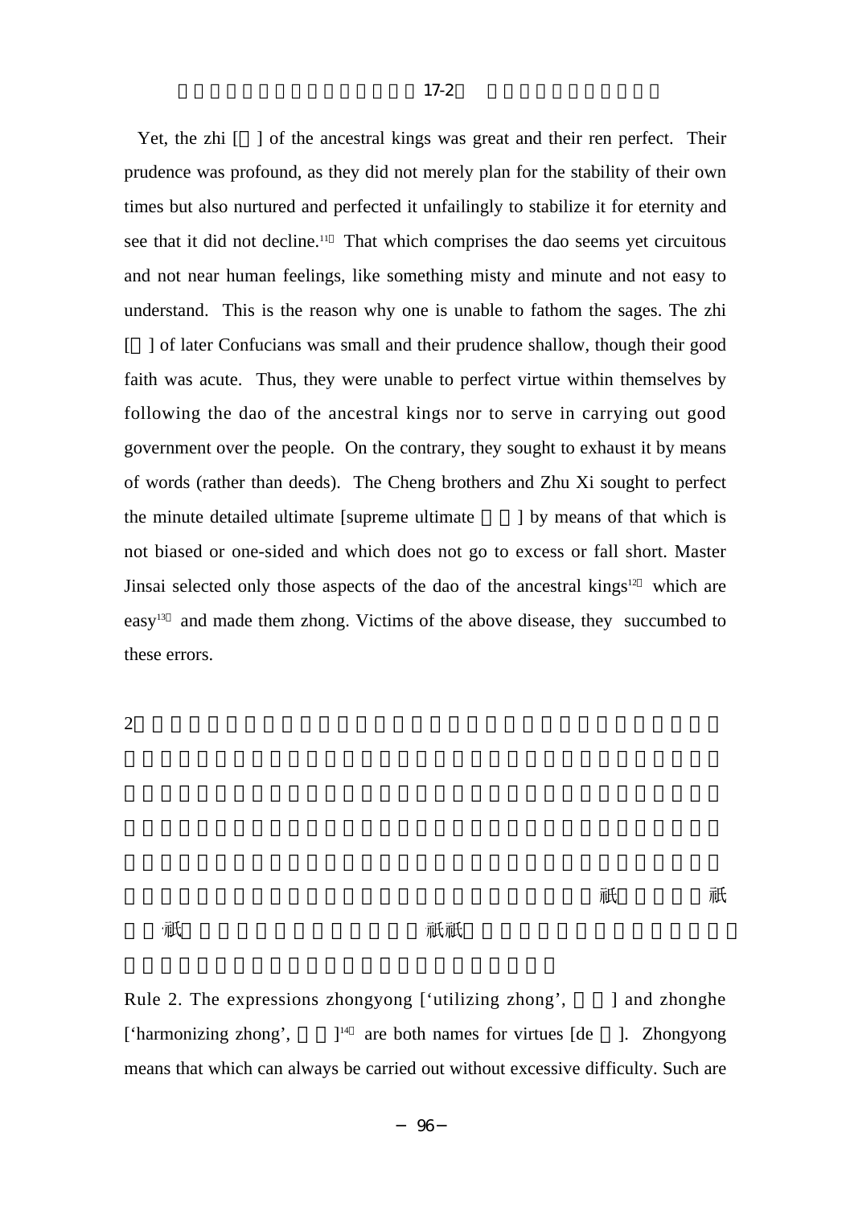Yet, the zhi [ ] of the ancestral kings was great and their ren perfect. Their prudence was profound, as they did not merely plan for the stability of their own times but also nurtured and perfected it unfailingly to stabilize it for eternity and see that it did not decline.[11] That which comprises the dao seems yet circuitous and not near human feelings, like something misty and minute and not easy to understand. This is the reason why one is unable to fathom the sages. The zhi [ ] of later Confucians was small and their prudence shallow, though their good faith was acute. Thus, they were unable to perfect virtue within themselves by following the dao of the ancestral kings nor to serve in carrying out good government over the people. On the contrary, they sought to exhaust it by means of words (rather than deeds). The Cheng brothers and Zhu Xi sought to perfect the minute detailed ultimate [supreme ultimate ] by means of that which is not biased or one-sided and which does not go to excess or fall short. Master Jinsai selected only those aspects of the dao of the ancestral kings[12] which are easy[13] and made them zhong. Victims of the above disease, they succumbed to these errors.

Rule 2. The expressions zhongyong ['utilizing zhong', ] and zhonghe ['harmonizing zhong', ][14] are both names for virtues [de ]. Zhongyong means that which can always be carried out without excessive difficulty. Such are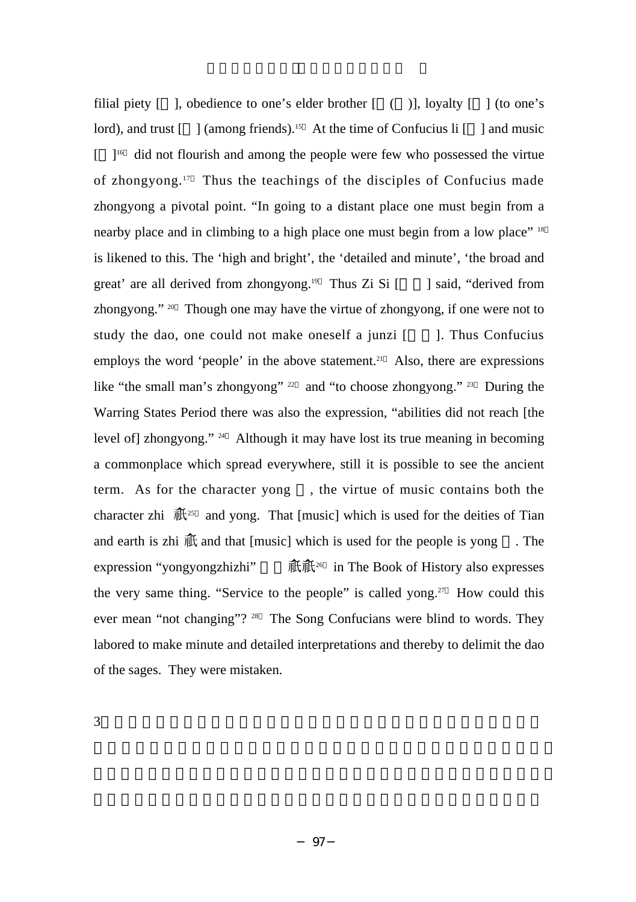filial piety [ ], obedience to one's elder brother [ ( )], loyalty [ ] (to one's lord), and trust [ ] (among friends).[15] At the time of Confucius li [ ] and music [ ][16] did not flourish and among the people were few who possessed the virtue of zhongyong.[17] Thus the teachings of the disciples of Confucius made zhongyong a pivotal point. "In going to a distant place one must begin from a nearby place and in climbing to a high place one must begin from a low place"[18] is likened to this. The 'high and bright', the 'detailed and minute', 'the broad and great' are all derived from zhongyong.[19] Thus Zi Si [ ] said, "derived from zhongyong."[20] Though one may have the virtue of zhongyong, if one were not to study the dao, one could not make oneself a junzi [ ]. Thus Confucius employs the word 'people' in the above statement.[21] Also, there are expressions like "the small man's zhongyong"[22] and "to choose zhongyong."[23] During the Warring States Period there was also the expression, "abilities did not reach [the level of] zhongyong."[24] Although it may have lost its true meaning in becoming a commonplace which spread everywhere, still it is possible to see the ancient term. As for the character yong , the virtue of music contains both the character zhi 祇[25] and yong. That [music] which is used for the deities of Tian and earth is zhi 祇 and that [music] which is used for the people is yong . The expression "yongyongzhizhi" 祇祇[26] in The Book of History also expresses the very same thing. "Service to the people" is called yong.[27] How could this ever mean "not changing"?[28] The Song Confucians were blind to words. They labored to make minute and detailed interpretations and thereby to delimit the dao of the sages. They were mistaken.

3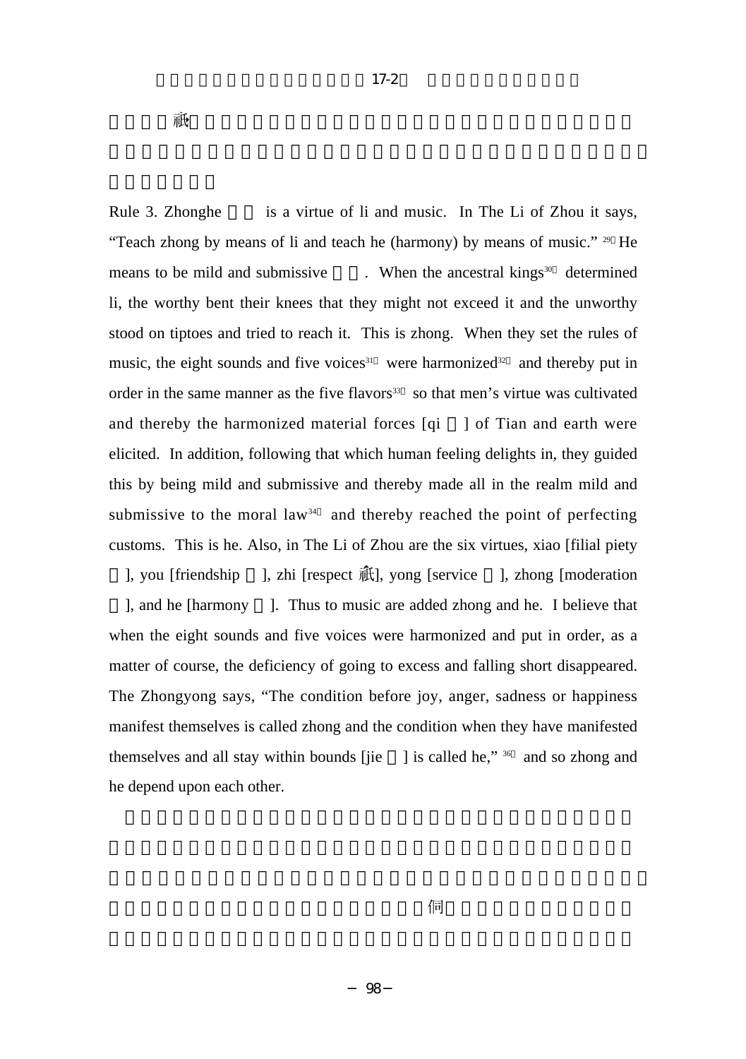Rule 3. Zhonghe is a virtue of li and music. In The Li of Zhou it says, "Teach zhong by means of li and teach he (harmony) by means of music." [29] He means to be mild and submissive. When the ancestral kings[30] determined li, the worthy bent their knees that they might not exceed it and the unworthy stood on tiptoes and tried to reach it. This is zhong. When they set the rules of music, the eight sounds and five voices[31] were harmonized[32] and thereby put in order in the same manner as the five flavors[33] so that men's virtue was cultivated and thereby the harmonized material forces [qi ] of Tian and earth were elicited. In addition, following that which human feeling delights in, they guided this by being mild and submissive and thereby made all in the realm mild and submissive to the moral law[34] and thereby reached the point of perfecting customs. This is he. Also, in The Li of Zhou are the six virtues, xiao [filial piety ], you [friendship ], zhi [respect 祇], yong [service ], zhong [moderation ], and he [harmony ]. Thus to music are added zhong and he. I believe that when the eight sounds and five voices were harmonized and put in order, as a matter of course, the deficiency of going to excess and falling short disappeared. The Zhongyong says, "The condition before joy, anger, sadness or happiness manifest themselves is called zhong and the condition when they have manifested themselves and all stay within bounds [jie ] is called he," [36] and so zhong and he depend upon each other.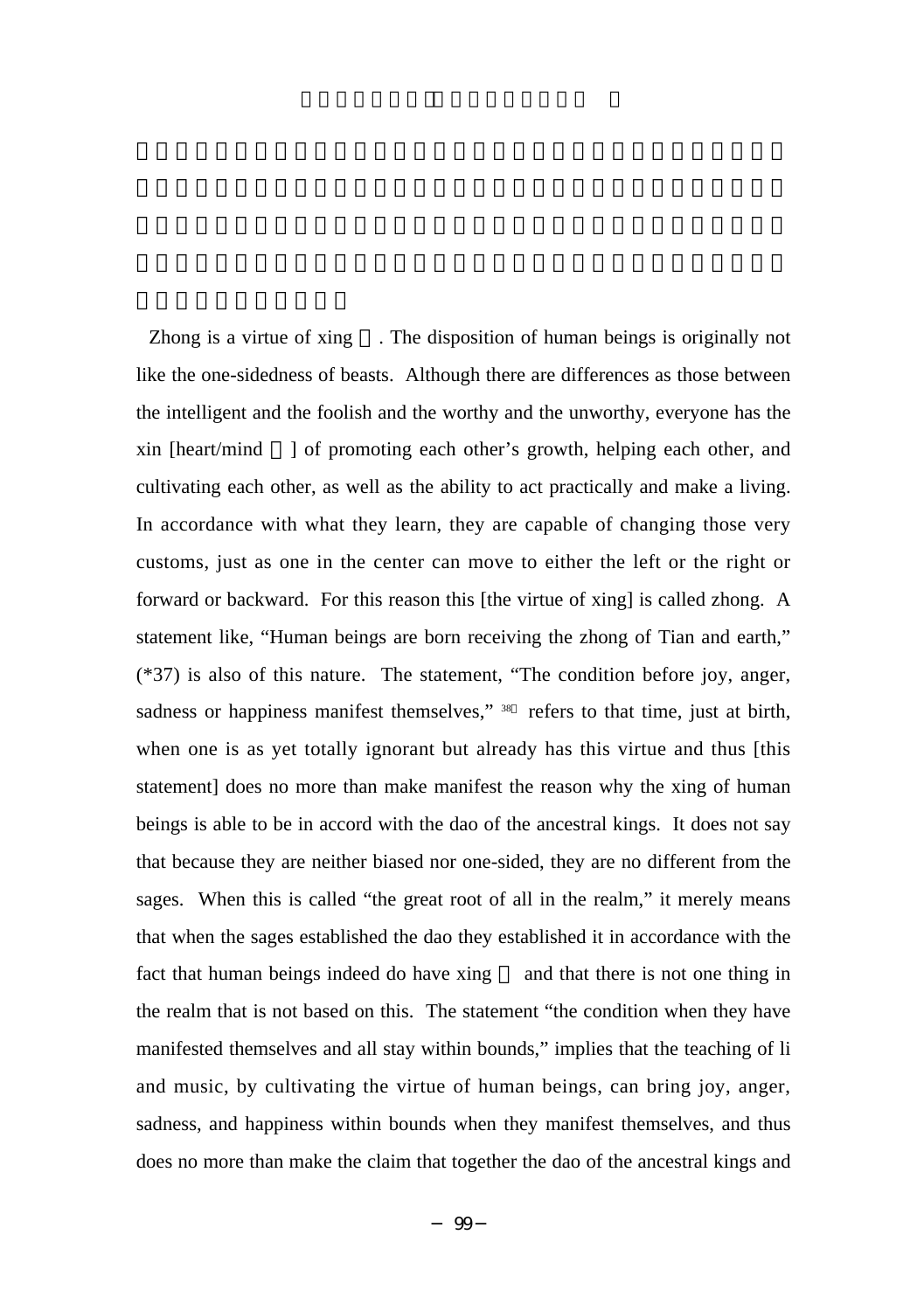Zhong is a virtue of xing. The disposition of human beings is originally not like the one-sidedness of beasts. Although there are differences as those between the intelligent and the foolish and the worthy and the unworthy, everyone has the xin [heart/mind] of promoting each other's growth, helping each other, and cultivating each other, as well as the ability to act practically and make a living. In accordance with what they learn, they are capable of changing those very customs, just as one in the center can move to either the left or the right or forward or backward. For this reason this [the virtue of xing] is called zhong. A statement like, "Human beings are born receiving the zhong of Tian and earth," (*37) is also of this nature. The statement, "The condition before joy, anger, sadness or happiness manifest themselves,"[38] refers to that time, just at birth, when one is as yet totally ignorant but already has this virtue and thus [this statement] does no more than make manifest the reason why the xing of human beings is able to be in accord with the dao of the ancestral kings. It does not say that because they are neither biased nor one-sided, they are no different from the sages. When this is called "the great root of all in the realm," it merely means that when the sages established the dao they established it in accordance with the fact that human beings indeed do have xing and that there is not one thing in the realm that is not based on this. The statement "the condition when they have manifested themselves and all stay within bounds," implies that the teaching of li and music, by cultivating the virtue of human beings, can bring joy, anger, sadness, and happiness within bounds when they manifest themselves, and thus does no more than make the claim that together the dao of the ancestral kings and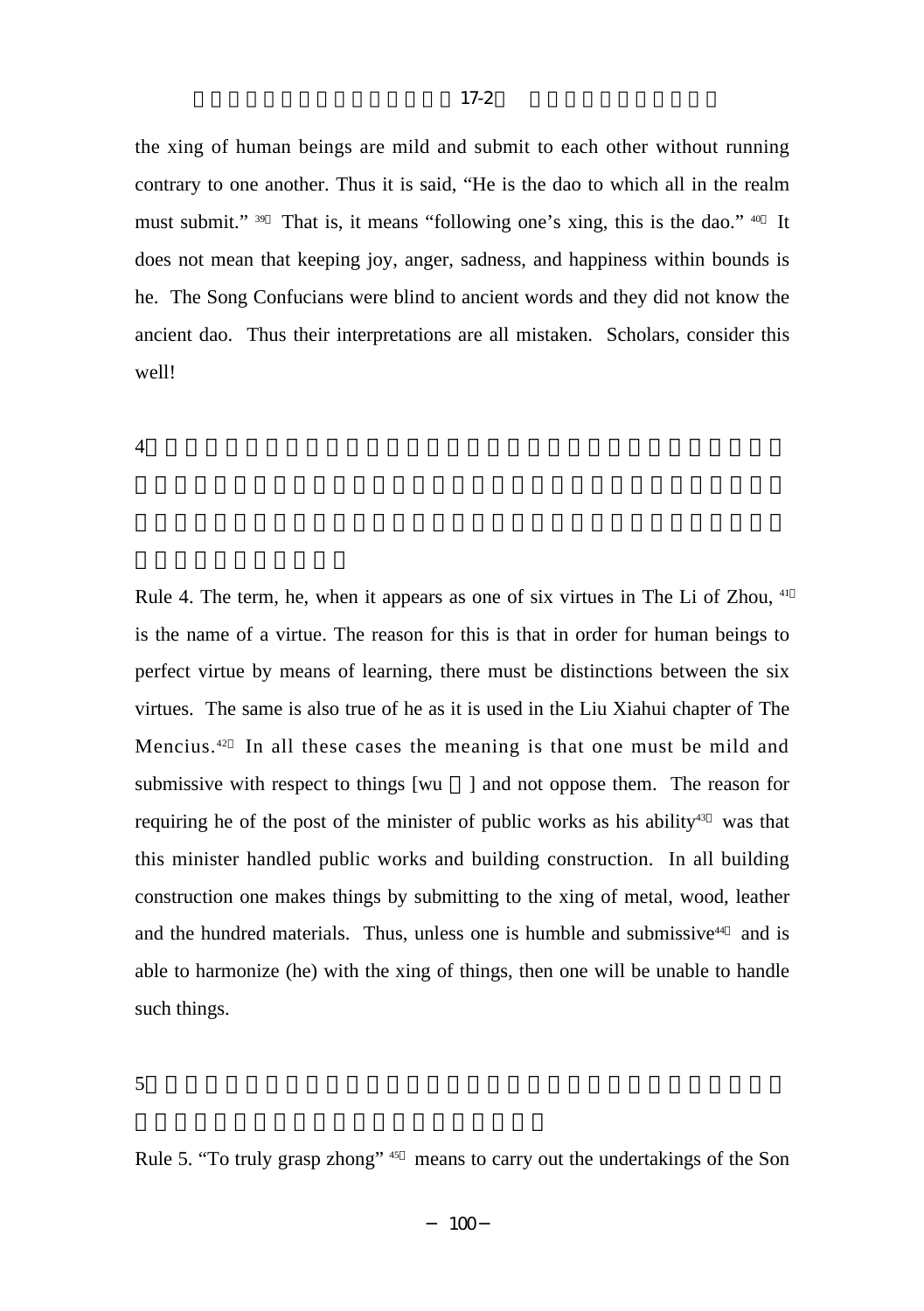the xing of human beings are mild and submit to each other without running contrary to one another. Thus it is said, "He is the dao to which all in the realm must submit." [39] That is, it means "following one's xing, this is the dao." [40] It does not mean that keeping joy, anger, sadness, and happiness within bounds is he. The Song Confucians were blind to ancient words and they did not know the ancient dao. Thus their interpretations are all mistaken. Scholars, consider this well!

Rule 4. The term, he, when it appears as one of six virtues in The Li of Zhou, [41] is the name of a virtue. The reason for this is that in order for human beings to perfect virtue by means of learning, there must be distinctions between the six virtues. The same is also true of he as it is used in the Liu Xiahui chapter of The Mencius.[42] In all these cases the meaning is that one must be mild and submissive with respect to things [wu ] and not oppose them. The reason for requiring he of the post of the minister of public works as his ability[43] was that this minister handled public works and building construction. In all building construction one makes things by submitting to the xing of metal, wood, leather and the hundred materials. Thus, unless one is humble and submissive[44] and is able to harmonize (he) with the xing of things, then one will be unable to handle such things.

Rule 5. "To truly grasp zhong" [45] means to carry out the undertakings of the Son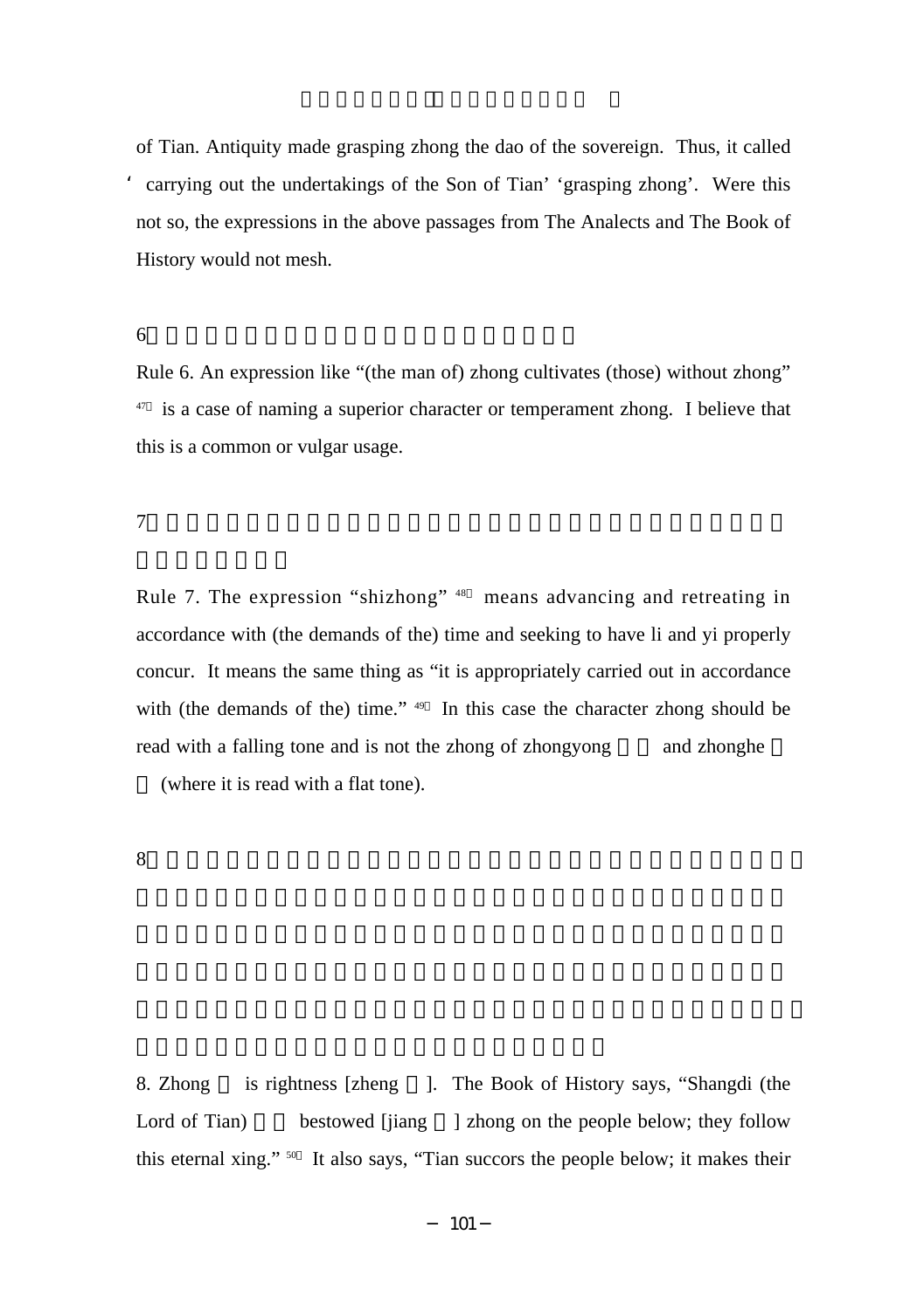of Tian. Antiquity made grasping zhong the dao of the sovereign. Thus, it called 'carrying out the undertakings of the Son of Tian' 'grasping zhong'. Were this not so, the expressions in the above passages from The Analects and The Book of History would not mesh.

Rule 6. An expression like "(the man of) zhong cultivates (those) without zhong" [47] is a case of naming a superior character or temperament zhong. I believe that this is a common or vulgar usage.

Rule 7. The expression "shizhong" [48] means advancing and retreating in accordance with (the demands of the) time and seeking to have li and yi properly concur. It means the same thing as "it is appropriately carried out in accordance with (the demands of the) time." [49] In this case the character zhong should be read with a falling tone and is not the zhong of zhongyong and zhonghe (where it is read with a flat tone).

8. Zhong is rightness [zheng ]. The Book of History says, "Shangdi (the Lord of Tian) bestowed [jiang ] zhong on the people below; they follow this eternal xing." [50] It also says, "Tian succors the people below; it makes their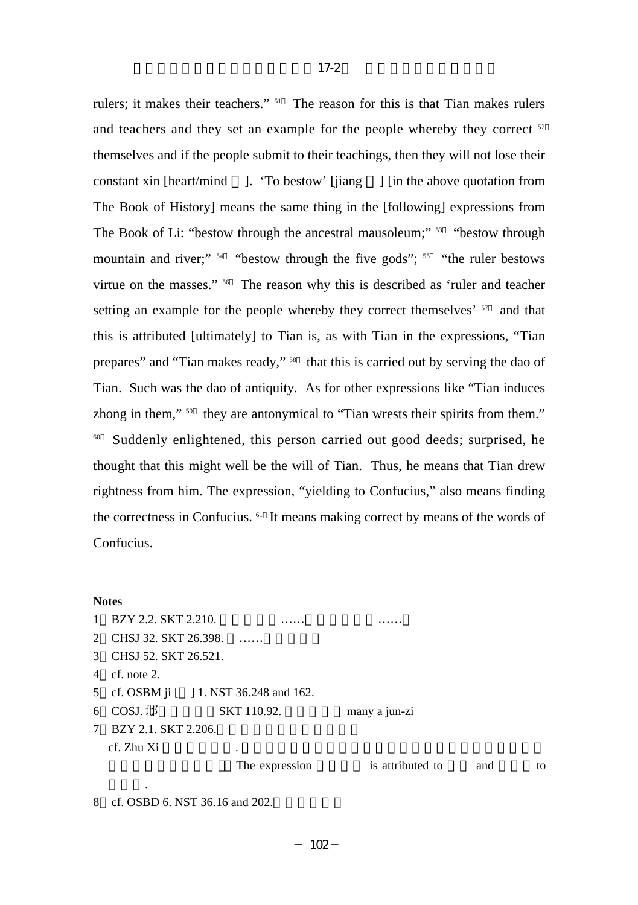rulers; it makes their teachers." [51] The reason for this is that Tian makes rulers and teachers and they set an example for the people whereby they correct [52] themselves and if the people submit to their teachings, then they will not lose their constant xin [heart/mind ]. 'To bestow' [jiang ] [in the above quotation from The Book of History] means the same thing in the [following] expressions from The Book of Li: "bestow through the ancestral mausoleum;" [53] "bestow through mountain and river;" [54] "bestow through the five gods"; [55] "the ruler bestows virtue on the masses." [56] The reason why this is described as 'ruler and teacher setting an example for the people whereby they correct themselves' [57] and that this is attributed [ultimately] to Tian is, as with Tian in the expressions, "Tian prepares" and "Tian makes ready," [58] that this is carried out by serving the dao of Tian. Such was the dao of antiquity. As for other expressions like "Tian induces zhong in them," [59] they are antonymical to "Tian wrests their spirits from them." [60] Suddenly enlightened, this person carried out good deeds; surprised, he thought that this might well be the will of Tian. Thus, he means that Tian drew rightness from him. The expression, "yielding to Confucius," also means finding the correctness in Confucius. [61] It means making correct by means of the words of Confucius.

**Notes**

1 BZY 2.2. SKT 2.210. …… ……
2 CHSJ 32. SKT 26.398. ……
3 CHSJ 52. SKT 26.521.
4 cf. note 2.
5 cf. OSBM ji [ ] 1. NST 36.248 and 162.
6 COSJ. SKT 110.92. many a jun-zi
7 BZY 2.1. SKT 2.206.
cf. Zhu Xi . The expression is attributed to and to .
8 cf. OSBD 6. NST 36.16 and 202.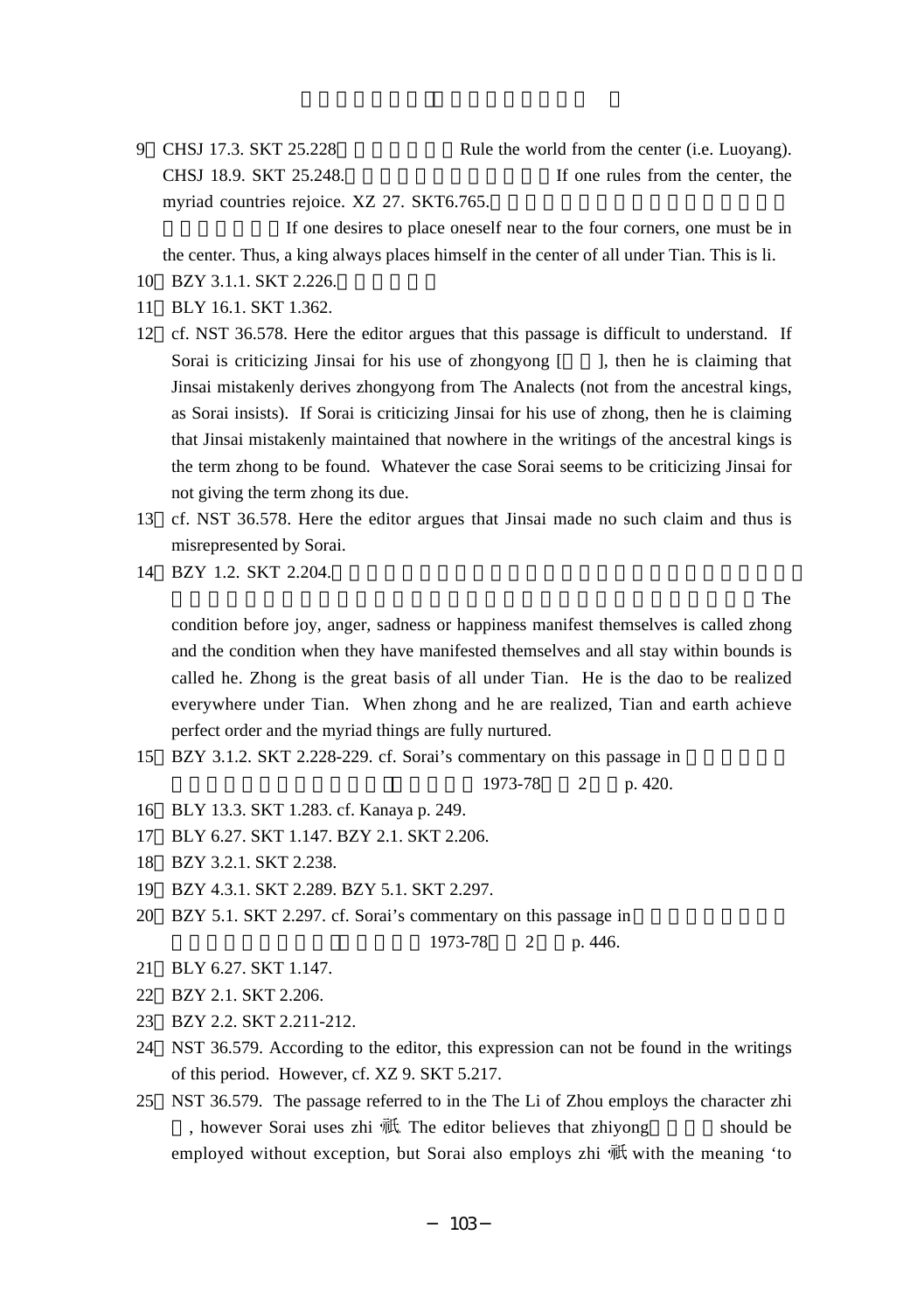9. CHSJ 17.3. SKT 25.228. Rule the world from the center (i.e. Luoyang). CHSJ 18.9. SKT 25.248. If one rules from the center, the myriad countries rejoice. XZ 27. SKT6.765. If one desires to place oneself near to the four corners, one must be in the center. Thus, a king always places himself in the center of all under Tian. This is li.

10. BZY 3.1.1. SKT 2.226.

11. BLY 16.1. SKT 1.362.

12. cf. NST 36.578. Here the editor argues that this passage is difficult to understand. If Sorai is criticizing Jinsai for his use of zhongyong [ ], then he is claiming that Jinsai mistakenly derives zhongyong from The Analects (not from the ancestral kings, as Sorai insists). If Sorai is criticizing Jinsai for his use of zhong, then he is claiming that Jinsai mistakenly maintained that nowhere in the writings of the ancestral kings is the term zhong to be found. Whatever the case Sorai seems to be criticizing Jinsai for not giving the term zhong its due.

13. cf. NST 36.578. Here the editor argues that Jinsai made no such claim and thus is misrepresented by Sorai.

14. BZY 1.2. SKT 2.204. The condition before joy, anger, sadness or happiness manifest themselves is called zhong and the condition when they have manifested themselves and all stay within bounds is called he. Zhong is the great basis of all under Tian. He is the dao to be realized everywhere under Tian. When zhong and he are realized, Tian and earth achieve perfect order and the myriad things are fully nurtured.

15. BZY 3.1.2. SKT 2.228-229. cf. Sorai's commentary on this passage in 1973-78 2 p. 420.

16. BLY 13.3. SKT 1.283. cf. Kanaya p. 249.

17. BLY 6.27. SKT 1.147. BZY 2.1. SKT 2.206.

18. BZY 3.2.1. SKT 2.238.

19. BZY 4.3.1. SKT 2.289. BZY 5.1. SKT 2.297.

20. BZY 5.1. SKT 2.297. cf. Sorai's commentary on this passage in 1973-78 2 p. 446.

21. BLY 6.27. SKT 1.147.

22. BZY 2.1. SKT 2.206.

23. BZY 2.2. SKT 2.211-212.

24. NST 36.579. According to the editor, this expression can not be found in the writings of this period. However, cf. XZ 9. SKT 5.217.

25. NST 36.579. The passage referred to in the The Li of Zhou employs the character zhi , however Sorai uses zhi 祇. The editor believes that zhiyong should be employed without exception, but Sorai also employs zhi 祇 with the meaning 'to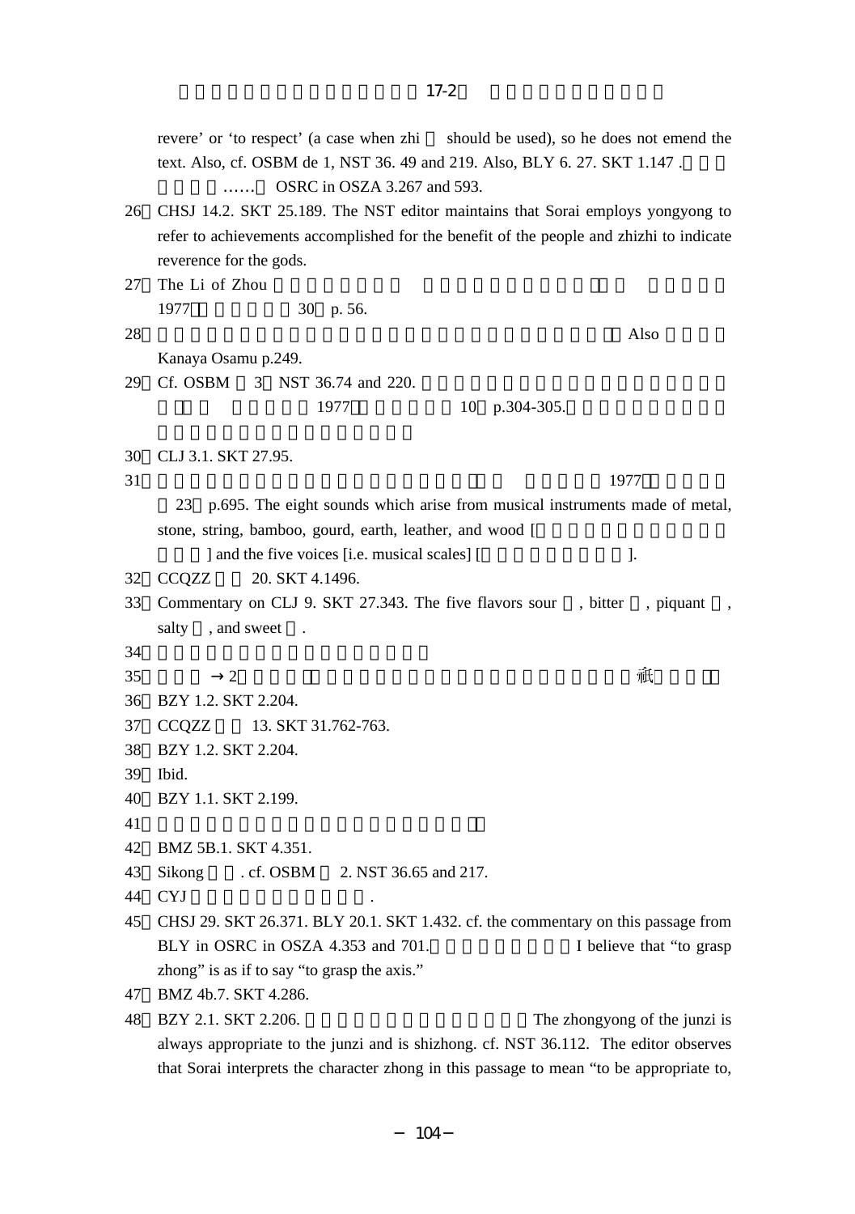revere' or 'to respect' (a case when zhi should be used), so he does not emend the text. Also, cf. OSBM de 1, NST 36. 49 and 219. Also, BLY 6. 27. SKT 1.147 .

…… OSRC in OSZA 3.267 and 593.

26 CHSJ 14.2. SKT 25.189. The NST editor maintains that Sorai employs yongyong to refer to achievements accomplished for the benefit of the people and zhizhi to indicate reverence for the gods.

27 The Li of Zhou 1977 30 p. 56.

28 Also Kanaya Osamu p.249.

29 Cf. OSBM 3 NST 36.74 and 220. 1977 10 p.304-305.

30 CLJ 3.1. SKT 27.95.

31 1977 23 p.695. The eight sounds which arise from musical instruments made of metal, stone, string, bamboo, gourd, earth, leather, and wood [ ] and the five voices [i.e. musical scales] [ ].

32 CCQZZ 20. SKT 4.1496.

33 Commentary on CLJ 9. SKT 27.343. The five flavors sour , bitter , piquant , salty , and sweet .

34

35 →2 祇

36 BZY 1.2. SKT 2.204.

37 CCQZZ 13. SKT 31.762-763.

38 BZY 1.2. SKT 2.204.

39 Ibid.

40 BZY 1.1. SKT 2.199.

41

42 BMZ 5B.1. SKT 4.351.

43 Sikong . cf. OSBM 2. NST 36.65 and 217.

44 CYJ .

45 CHSJ 29. SKT 26.371. BLY 20.1. SKT 1.432. cf. the commentary on this passage from BLY in OSRC in OSZA 4.353 and 701. I believe that "to grasp zhong" is as if to say "to grasp the axis."

47 BMZ 4b.7. SKT 4.286.

48 BZY 2.1. SKT 2.206. The zhongyong of the junzi is always appropriate to the junzi and is shizhong. cf. NST 36.112. The editor observes that Sorai interprets the character zhong in this passage to mean "to be appropriate to,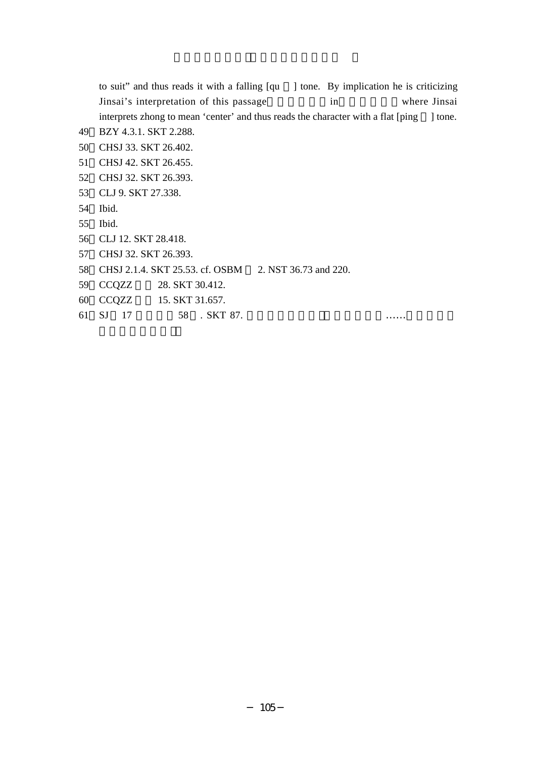to suit” and thus reads it with a falling [qu 　] tone. By implication he is criticizing Jinsai’s interpretation of this passage　　　　　in　　　　　where Jinsai interprets zhong to mean ‘center’ and thus reads the character with a flat [ping 　] tone.

49　BZY 4.3.1. SKT 2.288.

50　CHSJ 33. SKT 26.402.

51　CHSJ 42. SKT 26.455.

52　CHSJ 32. SKT 26.393.

53　CLJ 9. SKT 27.338.

54　Ibid.

55　Ibid.

56　CLJ 12. SKT 28.418.

57　CHSJ 32. SKT 26.393.

58　CHSJ 2.1.4. SKT 25.53. cf. OSBM 　2. NST 36.73 and 220.

59　CCQZZ 　　28. SKT 30.412.

60　CCQZZ 　　15. SKT 31.657.

61　SJ　17　　　　58　. SKT 87.　　　　　　　　　　　　……